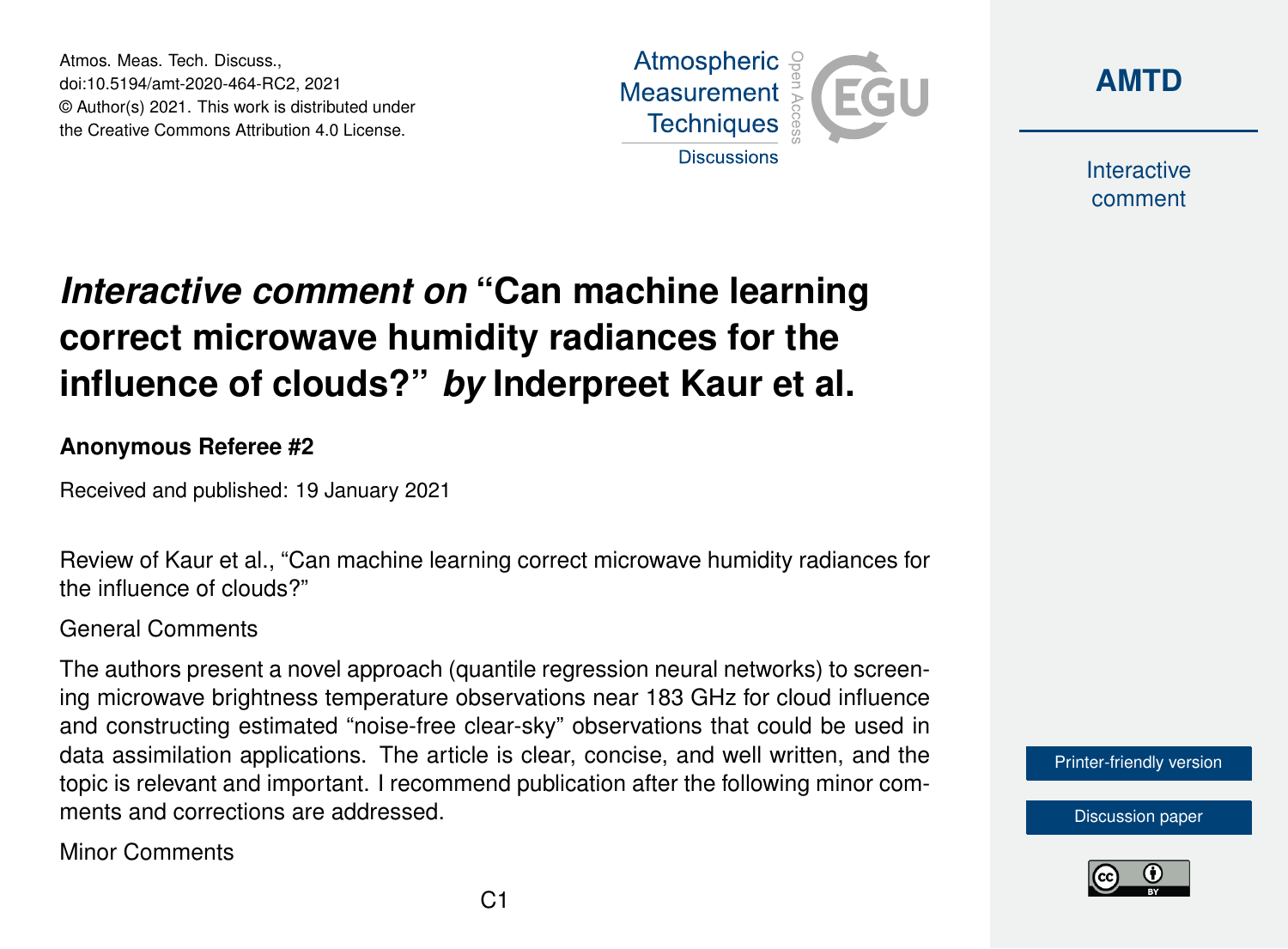# *Interactive comment on* "Can machine learning correct microwave humidity radiances for the influence of clouds?" *by* Inderpreet Kaur et al.

**Anonymous Referee #2**

Received and published: 19 January 2021

Review of Kaur et al., "Can machine learning correct microwave humidity radiances for the influence of clouds?"

General Comments

The authors present a novel approach (quantile regression neural networks) to screening microwave brightness temperature observations near 183 GHz for cloud influence and constructing estimated "noise-free clear-sky" observations that could be used in data assimilation applications. The article is clear, concise, and well written, and the topic is relevant and important. I recommend publication after the following minor comments and corrections are addressed.

Minor Comments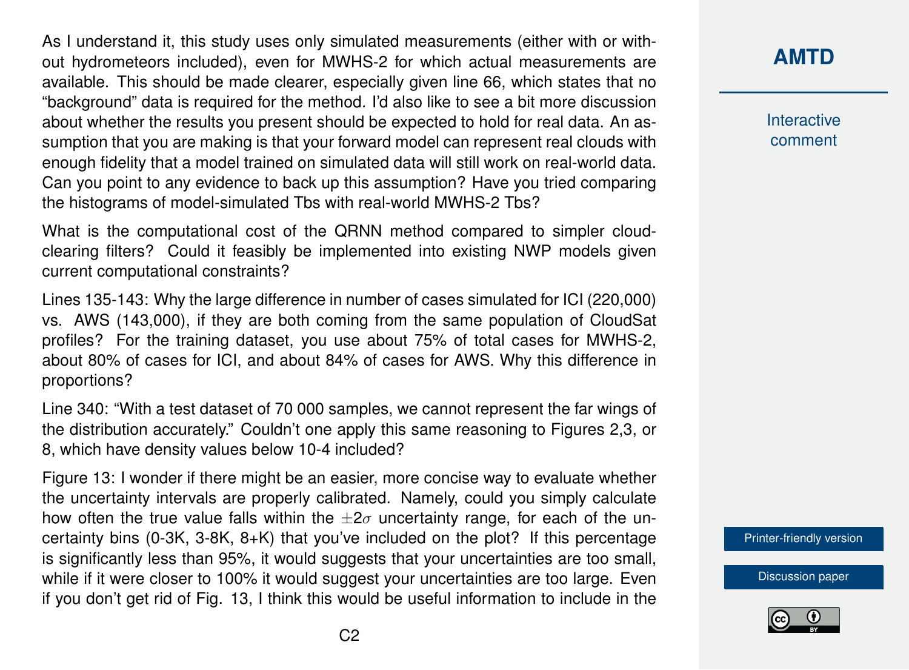As I understand it, this study uses only simulated measurements (either with or without hydrometeors included), even for MWHS-2 for which actual measurements are available. This should be made clearer, especially given line 66, which states that no "background" data is required for the method. I'd also like to see a bit more discussion about whether the results you present should be expected to hold for real data. An assumption that you are making is that your forward model can represent real clouds with enough fidelity that a model trained on simulated data will still work on real-world data. Can you point to any evidence to back up this assumption? Have you tried comparing the histograms of model-simulated Tbs with real-world MWHS-2 Tbs?

What is the computational cost of the QRNN method compared to simpler cloud-clearing filters? Could it feasibly be implemented into existing NWP models given current computational constraints?

Lines 135-143: Why the large difference in number of cases simulated for ICI (220,000) vs. AWS (143,000), if they are both coming from the same population of CloudSat profiles? For the training dataset, you use about 75% of total cases for MWHS-2, about 80% of cases for ICI, and about 84% of cases for AWS. Why this difference in proportions?

Line 340: "With a test dataset of 70 000 samples, we cannot represent the far wings of the distribution accurately." Couldn't one apply this same reasoning to Figures 2,3, or 8, which have density values below 10-4 included?

Figure 13: I wonder if there might be an easier, more concise way to evaluate whether the uncertainty intervals are properly calibrated. Namely, could you simply calculate how often the true value falls within the $\pm 2\sigma$ uncertainty range, for each of the uncertainty bins (0-3K, 3-8K, 8+K) that you've included on the plot? If this percentage is significantly less than 95%, it would suggests that your uncertainties are too small, while if it were closer to 100% it would suggest your uncertainties are too large. Even if you don't get rid of Fig. 13, I think this would be useful information to include in the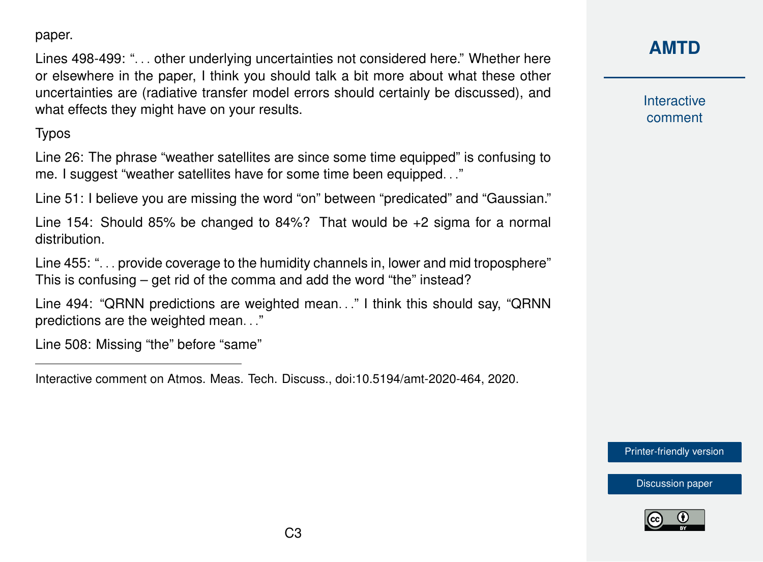paper.

Lines 498-499: “. . . other underlying uncertainties not considered here.” Whether here or elsewhere in the paper, I think you should talk a bit more about what these other uncertainties are (radiative transfer model errors should certainly be discussed), and what effects they might have on your results.

Typos

Line 26: The phrase “weather satellites are since some time equipped” is confusing to me. I suggest “weather satellites have for some time been equipped. . .”

Line 51: I believe you are missing the word “on” between “predicated” and “Gaussian.”

Line 154: Should 85% be changed to 84%? That would be +2 sigma for a normal distribution.

Line 455: “. . . provide coverage to the humidity channels in, lower and mid troposphere” This is confusing – get rid of the comma and add the word “the” instead?

Line 494: “QRNN predictions are weighted mean. . .” I think this should say, “QRNN predictions are the weighted mean. . .”

Line 508: Missing “the” before “same”

---

Interactive comment on Atmos. Meas. Tech. Discuss., doi:10.5194/amt-2020-464, 2020.